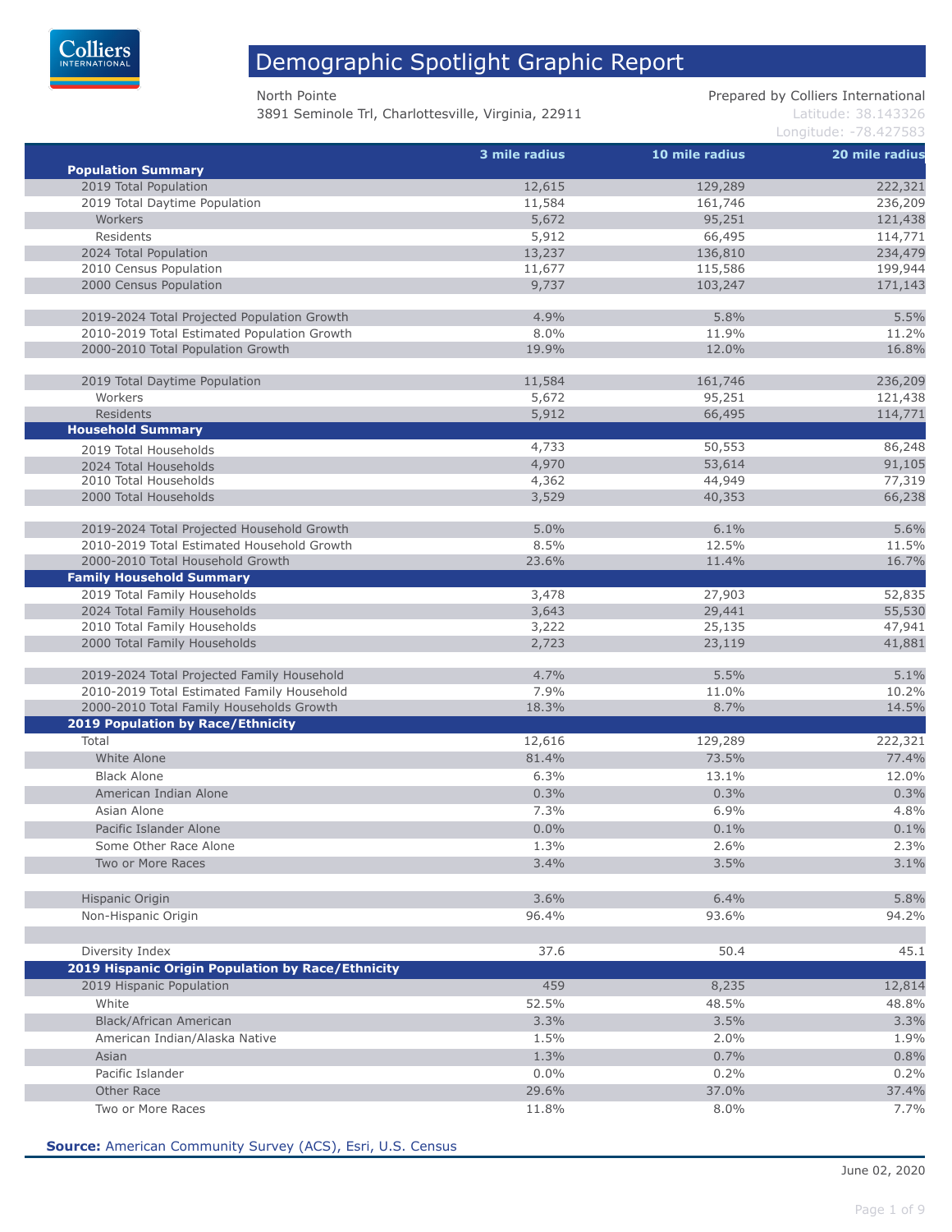# Demographic Spotlight Graphic Report

North Pointe
3891 Seminole Trl, Charlottesville, Virginia, 22911

Prepared by Colliers International
Latitude: 38.143326
Longitude: -78.427583

| | 3 mile radius | 10 mile radius | 20 mile radius |
|---|---|---|---|
| **Population Summary** | | | |
| 2019 Total Population | 12,615 | 129,289 | 222,321 |
| 2019 Total Daytime Population | 11,584 | 161,746 | 236,209 |
| Workers | 5,672 | 95,251 | 121,438 |
| Residents | 5,912 | 66,495 | 114,771 |
| 2024 Total Population | 13,237 | 136,810 | 234,479 |
| 2010 Census Population | 11,677 | 115,586 | 199,944 |
| 2000 Census Population | 9,737 | 103,247 | 171,143 |
| | | | |
| 2019-2024 Total Projected Population Growth | 4.9% | 5.8% | 5.5% |
| 2010-2019 Total Estimated Population Growth | 8.0% | 11.9% | 11.2% |
| 2000-2010 Total Population Growth | 19.9% | 12.0% | 16.8% |
| | | | |
| 2019 Total Daytime Population | 11,584 | 161,746 | 236,209 |
| Workers | 5,672 | 95,251 | 121,438 |
| Residents | 5,912 | 66,495 | 114,771 |
| **Household Summary** | | | |
| 2019 Total Households | 4,733 | 50,553 | 86,248 |
| 2024 Total Households | 4,970 | 53,614 | 91,105 |
| 2010 Total Households | 4,362 | 44,949 | 77,319 |
| 2000 Total Households | 3,529 | 40,353 | 66,238 |
| | | | |
| 2019-2024 Total Projected Household Growth | 5.0% | 6.1% | 5.6% |
| 2010-2019 Total Estimated Household Growth | 8.5% | 12.5% | 11.5% |
| 2000-2010 Total Household Growth | 23.6% | 11.4% | 16.7% |
| **Family Household Summary** | | | |
| 2019 Total Family Households | 3,478 | 27,903 | 52,835 |
| 2024 Total Family Households | 3,643 | 29,441 | 55,530 |
| 2010 Total Family Households | 3,222 | 25,135 | 47,941 |
| 2000 Total Family Households | 2,723 | 23,119 | 41,881 |
| | | | |
| 2019-2024 Total Projected Family Household | 4.7% | 5.5% | 5.1% |
| 2010-2019 Total Estimated Family Household | 7.9% | 11.0% | 10.2% |
| 2000-2010 Total Family Households Growth | 18.3% | 8.7% | 14.5% |
| **2019 Population by Race/Ethnicity** | | | |
| Total | 12,616 | 129,289 | 222,321 |
| White Alone | 81.4% | 73.5% | 77.4% |
| Black Alone | 6.3% | 13.1% | 12.0% |
| American Indian Alone | 0.3% | 0.3% | 0.3% |
| Asian Alone | 7.3% | 6.9% | 4.8% |
| Pacific Islander Alone | 0.0% | 0.1% | 0.1% |
| Some Other Race Alone | 1.3% | 2.6% | 2.3% |
| Two or More Races | 3.4% | 3.5% | 3.1% |
| | | | |
| Hispanic Origin | 3.6% | 6.4% | 5.8% |
| Non-Hispanic Origin | 96.4% | 93.6% | 94.2% |
| | | | |
| Diversity Index | 37.6 | 50.4 | 45.1 |
| **2019 Hispanic Origin Population by Race/Ethnicity** | | | |
| 2019 Hispanic Population | 459 | 8,235 | 12,814 |
| White | 52.5% | 48.5% | 48.8% |
| Black/African American | 3.3% | 3.5% | 3.3% |
| American Indian/Alaska Native | 1.5% | 2.0% | 1.9% |
| Asian | 1.3% | 0.7% | 0.8% |
| Pacific Islander | 0.0% | 0.2% | 0.2% |
| Other Race | 29.6% | 37.0% | 37.4% |
| Two or More Races | 11.8% | 8.0% | 7.7% |

**Source:** American Community Survey (ACS), Esri, U.S. Census

June 02, 2020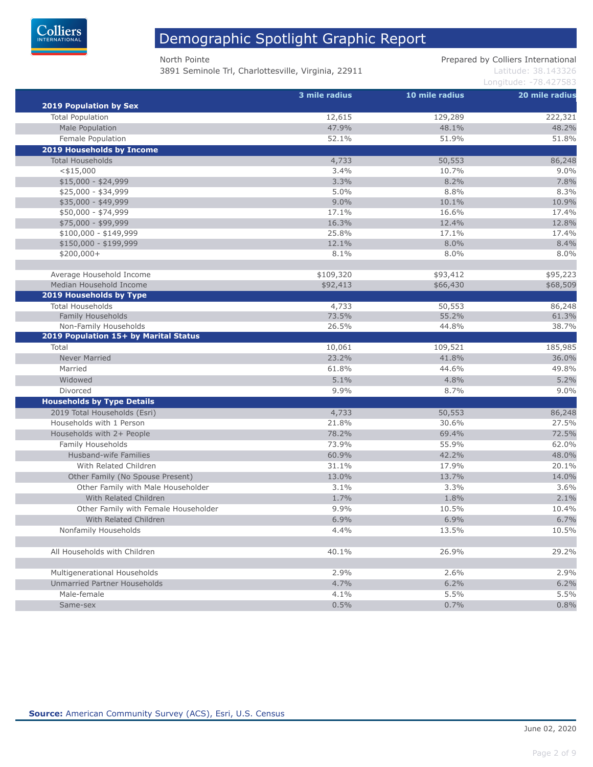# Demographic Spotlight Graphic Report

North Pointe
3891 Seminole Trl, Charlottesville, Virginia, 22911

Prepared by Colliers International
Latitude: 38.143326
Longitude: -78.427583

| | 3 mile radius | 10 mile radius | 20 mile radius |
|---|---|---|---|
| **2019 Population by Sex** | | | |
| Total Population | 12,615 | 129,289 | 222,321 |
| Male Population | 47.9% | 48.1% | 48.2% |
| Female Population | 52.1% | 51.9% | 51.8% |
| **2019 Households by Income** | | | |
| Total Households | 4,733 | 50,553 | 86,248 |
| <$15,000 | 3.4% | 10.7% | 9.0% |
| $15,000 - $24,999 | 3.3% | 8.2% | 7.8% |
| $25,000 - $34,999 | 5.0% | 8.8% | 8.3% |
| $35,000 - $49,999 | 9.0% | 10.1% | 10.9% |
| $50,000 - $74,999 | 17.1% | 16.6% | 17.4% |
| $75,000 - $99,999 | 16.3% | 12.4% | 12.8% |
| $100,000 - $149,999 | 25.8% | 17.1% | 17.4% |
| $150,000 - $199,999 | 12.1% | 8.0% | 8.4% |
| $200,000+ | 8.1% | 8.0% | 8.0% |
| | | | |
| Average Household Income | $109,320 | $93,412 | $95,223 |
| Median Household Income | $92,413 | $66,430 | $68,509 |
| **2019 Households by Type** | | | |
| Total Households | 4,733 | 50,553 | 86,248 |
| Family Households | 73.5% | 55.2% | 61.3% |
| Non-Family Households | 26.5% | 44.8% | 38.7% |
| **2019 Population 15+ by Marital Status** | | | |
| Total | 10,061 | 109,521 | 185,985 |
| Never Married | 23.2% | 41.8% | 36.0% |
| Married | 61.8% | 44.6% | 49.8% |
| Widowed | 5.1% | 4.8% | 5.2% |
| Divorced | 9.9% | 8.7% | 9.0% |
| **Households by Type Details** | | | |
| 2019 Total Households (Esri) | 4,733 | 50,553 | 86,248 |
| Households with 1 Person | 21.8% | 30.6% | 27.5% |
| Households with 2+ People | 78.2% | 69.4% | 72.5% |
| Family Households | 73.9% | 55.9% | 62.0% |
| Husband-wife Families | 60.9% | 42.2% | 48.0% |
| With Related Children | 31.1% | 17.9% | 20.1% |
| Other Family (No Spouse Present) | 13.0% | 13.7% | 14.0% |
| Other Family with Male Householder | 3.1% | 3.3% | 3.6% |
| With Related Children | 1.7% | 1.8% | 2.1% |
| Other Family with Female Householder | 9.9% | 10.5% | 10.4% |
| With Related Children | 6.9% | 6.9% | 6.7% |
| Nonfamily Households | 4.4% | 13.5% | 10.5% |
| | | | |
| All Households with Children | 40.1% | 26.9% | 29.2% |
| | | | |
| Multigenerational Households | 2.9% | 2.6% | 2.9% |
| Unmarried Partner Households | 4.7% | 6.2% | 6.2% |
| Male-female | 4.1% | 5.5% | 5.5% |
| Same-sex | 0.5% | 0.7% | 0.8% |

**Source:** American Community Survey (ACS), Esri, U.S. Census

June 02, 2020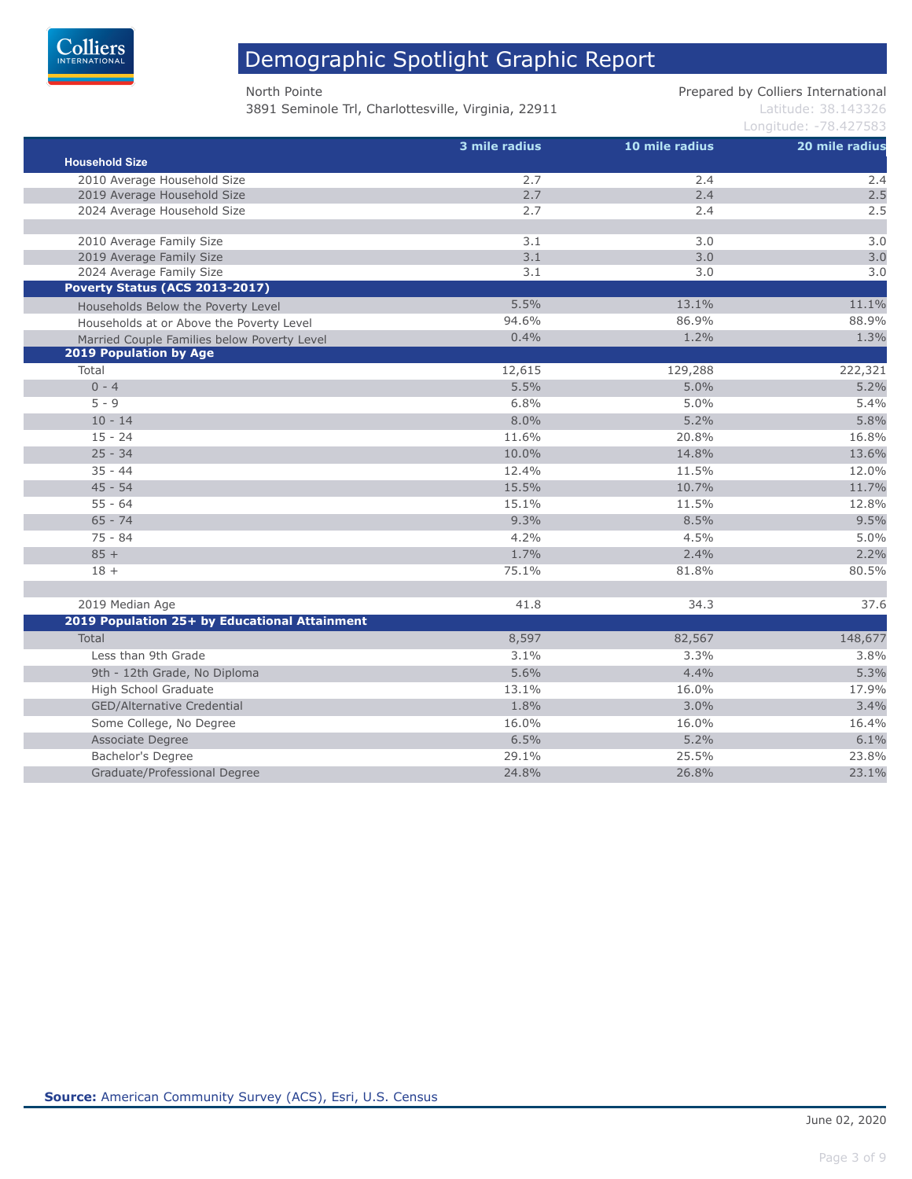# Demographic Spotlight Graphic Report

North Pointe
3891 Seminole Trl, Charlottesville, Virginia, 22911

Prepared by Colliers International
Latitude: 38.143326
Longitude: -78.427583

| | 3 mile radius | 10 mile radius | 20 mile radius |
|---|---|---|---|
| **Household Size** | | | |
| 2010 Average Household Size | 2.7 | 2.4 | 2.4 |
| 2019 Average Household Size | 2.7 | 2.4 | 2.5 |
| 2024 Average Household Size | 2.7 | 2.4 | 2.5 |
| | | | |
| 2010 Average Family Size | 3.1 | 3.0 | 3.0 |
| 2019 Average Family Size | 3.1 | 3.0 | 3.0 |
| 2024 Average Family Size | 3.1 | 3.0 | 3.0 |
| **Poverty Status (ACS 2013-2017)** | | | |
| Households Below the Poverty Level | 5.5% | 13.1% | 11.1% |
| Households at or Above the Poverty Level | 94.6% | 86.9% | 88.9% |
| Married Couple Families below Poverty Level | 0.4% | 1.2% | 1.3% |
| **2019 Population by Age** | | | |
| Total | 12,615 | 129,288 | 222,321 |
| 0 - 4 | 5.5% | 5.0% | 5.2% |
| 5 - 9 | 6.8% | 5.0% | 5.4% |
| 10 - 14 | 8.0% | 5.2% | 5.8% |
| 15 - 24 | 11.6% | 20.8% | 16.8% |
| 25 - 34 | 10.0% | 14.8% | 13.6% |
| 35 - 44 | 12.4% | 11.5% | 12.0% |
| 45 - 54 | 15.5% | 10.7% | 11.7% |
| 55 - 64 | 15.1% | 11.5% | 12.8% |
| 65 - 74 | 9.3% | 8.5% | 9.5% |
| 75 - 84 | 4.2% | 4.5% | 5.0% |
| 85 + | 1.7% | 2.4% | 2.2% |
| 18 + | 75.1% | 81.8% | 80.5% |
| | | | |
| 2019 Median Age | 41.8 | 34.3 | 37.6 |
| **2019 Population 25+ by Educational Attainment** | | | |
| Total | 8,597 | 82,567 | 148,677 |
| Less than 9th Grade | 3.1% | 3.3% | 3.8% |
| 9th - 12th Grade, No Diploma | 5.6% | 4.4% | 5.3% |
| High School Graduate | 13.1% | 16.0% | 17.9% |
| GED/Alternative Credential | 1.8% | 3.0% | 3.4% |
| Some College, No Degree | 16.0% | 16.0% | 16.4% |
| Associate Degree | 6.5% | 5.2% | 6.1% |
| Bachelor's Degree | 29.1% | 25.5% | 23.8% |
| Graduate/Professional Degree | 24.8% | 26.8% | 23.1% |

**Source:** American Community Survey (ACS), Esri, U.S. Census

June 02, 2020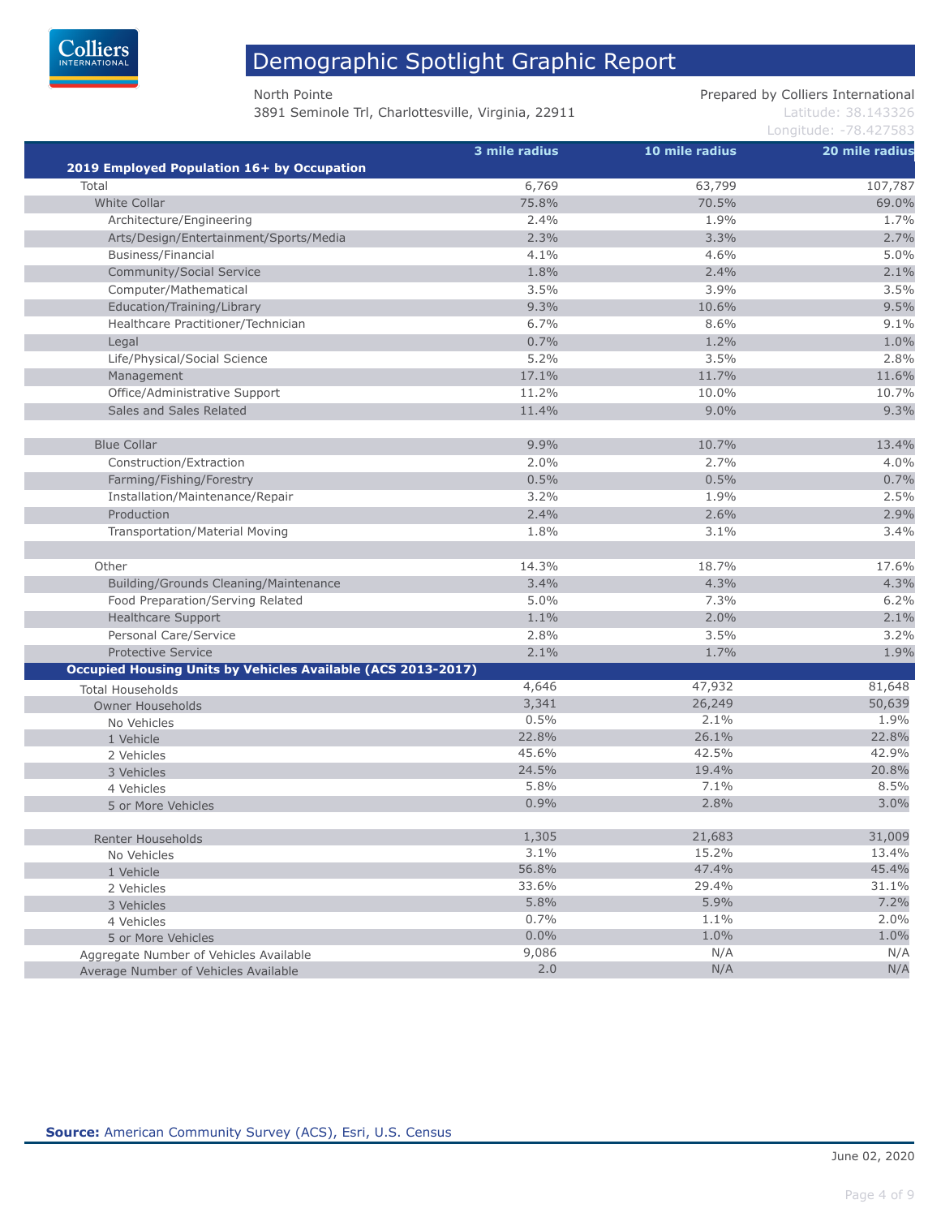# Demographic Spotlight Graphic Report

North Pointe
3891 Seminole Trl, Charlottesville, Virginia, 22911

Prepared by Colliers International
Latitude: 38.143326
Longitude: -78.427583

| 2019 Employed Population 16+ by Occupation | 3 mile radius | 10 mile radius | 20 mile radius |
|---|---|---|---|
| Total | 6,769 | 63,799 | 107,787 |
| White Collar | 75.8% | 70.5% | 69.0% |
| Architecture/Engineering | 2.4% | 1.9% | 1.7% |
| Arts/Design/Entertainment/Sports/Media | 2.3% | 3.3% | 2.7% |
| Business/Financial | 4.1% | 4.6% | 5.0% |
| Community/Social Service | 1.8% | 2.4% | 2.1% |
| Computer/Mathematical | 3.5% | 3.9% | 3.5% |
| Education/Training/Library | 9.3% | 10.6% | 9.5% |
| Healthcare Practitioner/Technician | 6.7% | 8.6% | 9.1% |
| Legal | 0.7% | 1.2% | 1.0% |
| Life/Physical/Social Science | 5.2% | 3.5% | 2.8% |
| Management | 17.1% | 11.7% | 11.6% |
| Office/Administrative Support | 11.2% | 10.0% | 10.7% |
| Sales and Sales Related | 11.4% | 9.0% | 9.3% |
| Blue Collar | 9.9% | 10.7% | 13.4% |
| Construction/Extraction | 2.0% | 2.7% | 4.0% |
| Farming/Fishing/Forestry | 0.5% | 0.5% | 0.7% |
| Installation/Maintenance/Repair | 3.2% | 1.9% | 2.5% |
| Production | 2.4% | 2.6% | 2.9% |
| Transportation/Material Moving | 1.8% | 3.1% | 3.4% |
| Other | 14.3% | 18.7% | 17.6% |
| Building/Grounds Cleaning/Maintenance | 3.4% | 4.3% | 4.3% |
| Food Preparation/Serving Related | 5.0% | 7.3% | 6.2% |
| Healthcare Support | 1.1% | 2.0% | 2.1% |
| Personal Care/Service | 2.8% | 3.5% | 3.2% |
| Protective Service | 2.1% | 1.7% | 1.9% |
| **Occupied Housing Units by Vehicles Available (ACS 2013-2017)** | | | |
| Total Households | 4,646 | 47,932 | 81,648 |
| Owner Households | 3,341 | 26,249 | 50,639 |
| No Vehicles | 0.5% | 2.1% | 1.9% |
| 1 Vehicle | 22.8% | 26.1% | 22.8% |
| 2 Vehicles | 45.6% | 42.5% | 42.9% |
| 3 Vehicles | 24.5% | 19.4% | 20.8% |
| 4 Vehicles | 5.8% | 7.1% | 8.5% |
| 5 or More Vehicles | 0.9% | 2.8% | 3.0% |
| Renter Households | 1,305 | 21,683 | 31,009 |
| No Vehicles | 3.1% | 15.2% | 13.4% |
| 1 Vehicle | 56.8% | 47.4% | 45.4% |
| 2 Vehicles | 33.6% | 29.4% | 31.1% |
| 3 Vehicles | 5.8% | 5.9% | 7.2% |
| 4 Vehicles | 0.7% | 1.1% | 2.0% |
| 5 or More Vehicles | 0.0% | 1.0% | 1.0% |
| Aggregate Number of Vehicles Available | 9,086 | N/A | N/A |
| Average Number of Vehicles Available | 2.0 | N/A | N/A |

**Source:** American Community Survey (ACS), Esri, U.S. Census

June 02, 2020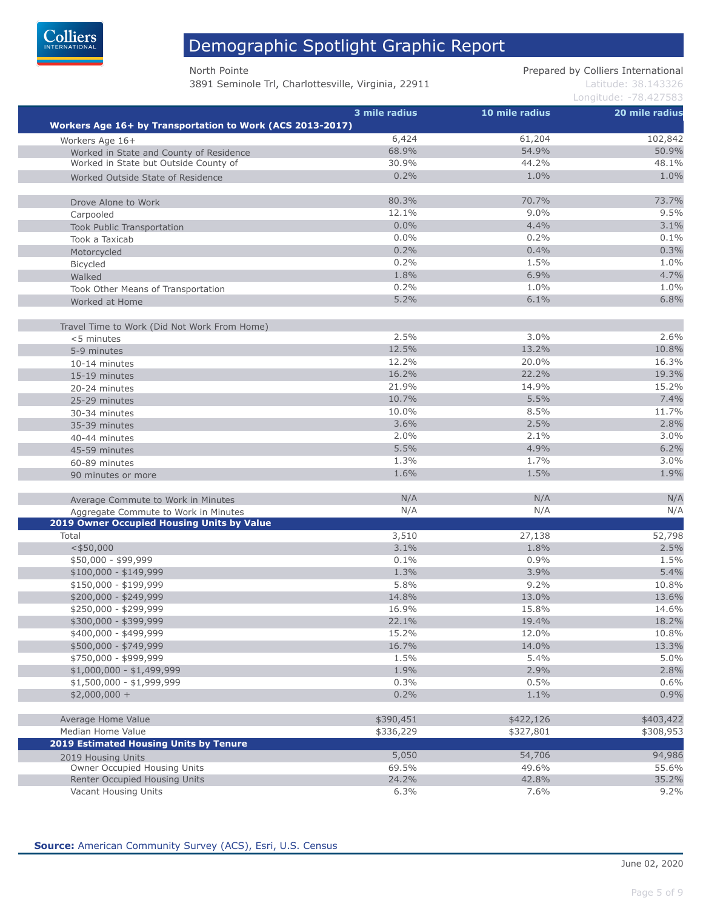# Demographic Spotlight Graphic Report

North Pointe
3891 Seminole Trl, Charlottesville, Virginia, 22911

Prepared by Colliers International
Latitude: 38.143326
Longitude: -78.427583

| | 3 mile radius | 10 mile radius | 20 mile radius |
|---|---|---|---|
| **Workers Age 16+ by Transportation to Work (ACS 2013-2017)** | | | |
| Workers Age 16+ | 6,424 | 61,204 | 102,842 |
| Worked in State and County of Residence | 68.9% | 54.9% | 50.9% |
| Worked in State but Outside County of | 30.9% | 44.2% | 48.1% |
| Worked Outside State of Residence | 0.2% | 1.0% | 1.0% |
| | | | |
| Drove Alone to Work | 80.3% | 70.7% | 73.7% |
| Carpooled | 12.1% | 9.0% | 9.5% |
| Took Public Transportation | 0.0% | 4.4% | 3.1% |
| Took a Taxicab | 0.0% | 0.2% | 0.1% |
| Motorcycled | 0.2% | 0.4% | 0.3% |
| Bicycled | 0.2% | 1.5% | 1.0% |
| Walked | 1.8% | 6.9% | 4.7% |
| Took Other Means of Transportation | 0.2% | 1.0% | 1.0% |
| Worked at Home | 5.2% | 6.1% | 6.8% |
| | | | |
| Travel Time to Work (Did Not Work From Home) | | | |
| <5 minutes | 2.5% | 3.0% | 2.6% |
| 5-9 minutes | 12.5% | 13.2% | 10.8% |
| 10-14 minutes | 12.2% | 20.0% | 16.3% |
| 15-19 minutes | 16.2% | 22.2% | 19.3% |
| 20-24 minutes | 21.9% | 14.9% | 15.2% |
| 25-29 minutes | 10.7% | 5.5% | 7.4% |
| 30-34 minutes | 10.0% | 8.5% | 11.7% |
| 35-39 minutes | 3.6% | 2.5% | 2.8% |
| 40-44 minutes | 2.0% | 2.1% | 3.0% |
| 45-59 minutes | 5.5% | 4.9% | 6.2% |
| 60-89 minutes | 1.3% | 1.7% | 3.0% |
| 90 minutes or more | 1.6% | 1.5% | 1.9% |
| | | | |
| Average Commute to Work in Minutes | N/A | N/A | N/A |
| Aggregate Commute to Work in Minutes | N/A | N/A | N/A |
| **2019 Owner Occupied Housing Units by Value** | | | |
| Total | 3,510 | 27,138 | 52,798 |
| <$50,000 | 3.1% | 1.8% | 2.5% |
| $50,000 - $99,999 | 0.1% | 0.9% | 1.5% |
| $100,000 - $149,999 | 1.3% | 3.9% | 5.4% |
| $150,000 - $199,999 | 5.8% | 9.2% | 10.8% |
| $200,000 - $249,999 | 14.8% | 13.0% | 13.6% |
| $250,000 - $299,999 | 16.9% | 15.8% | 14.6% |
| $300,000 - $399,999 | 22.1% | 19.4% | 18.2% |
| $400,000 - $499,999 | 15.2% | 12.0% | 10.8% |
| $500,000 - $749,999 | 16.7% | 14.0% | 13.3% |
| $750,000 - $999,999 | 1.5% | 5.4% | 5.0% |
| $1,000,000 - $1,499,999 | 1.9% | 2.9% | 2.8% |
| $1,500,000 - $1,999,999 | 0.3% | 0.5% | 0.6% |
| $2,000,000 + | 0.2% | 1.1% | 0.9% |
| | | | |
| Average Home Value | $390,451 | $422,126 | $403,422 |
| Median Home Value | $336,229 | $327,801 | $308,953 |
| **2019 Estimated Housing Units by Tenure** | | | |
| 2019 Housing Units | 5,050 | 54,706 | 94,986 |
| Owner Occupied Housing Units | 69.5% | 49.6% | 55.6% |
| Renter Occupied Housing Units | 24.2% | 42.8% | 35.2% |
| Vacant Housing Units | 6.3% | 7.6% | 9.2% |

**Source:** American Community Survey (ACS), Esri, U.S. Census

June 02, 2020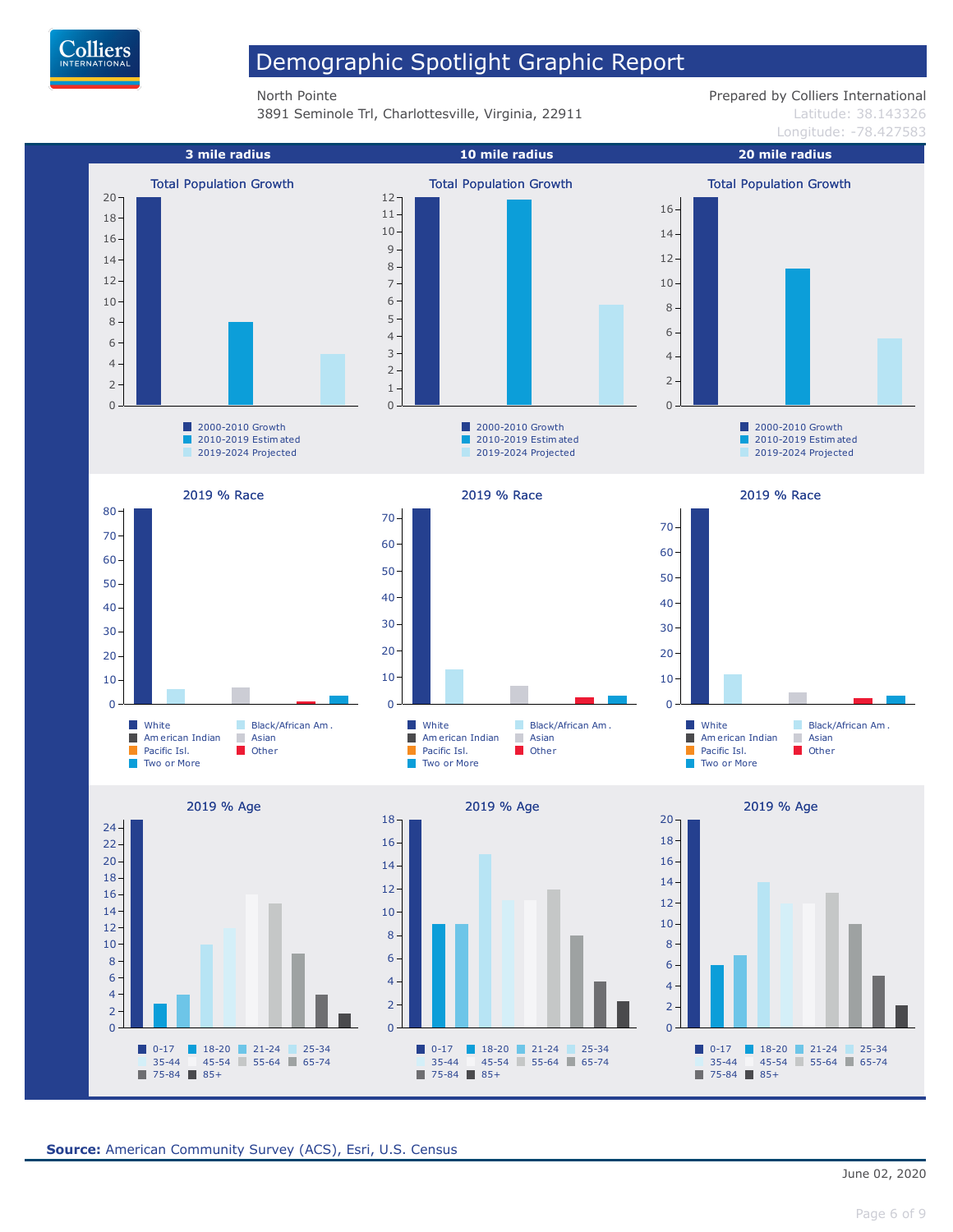# Demographic Spotlight Graphic Report

North Pointe
3891 Seminole Trl, Charlottesville, Virginia, 22911

Prepared by Colliers International
Latitude: 38.143326
Longitude: -78.427583

| 3 mile radius | 10 mile radius | 20 mile radius |
| --- | --- | --- |

### Total Population Growth

Legend: 2000-2010 Growth; 2010-2019 Estimated; 2019-2024 Projected

### 2019 % Race

Legend: White; Black/African Am.; American Indian; Asian; Pacific Isl.; Other; Two or More

### 2019 % Age

Legend: 0-17; 18-20; 21-24; 25-34; 35-44; 45-54; 55-64; 65-74; 75-84; 85+

**Source:** American Community Survey (ACS), Esri, U.S. Census

June 02, 2020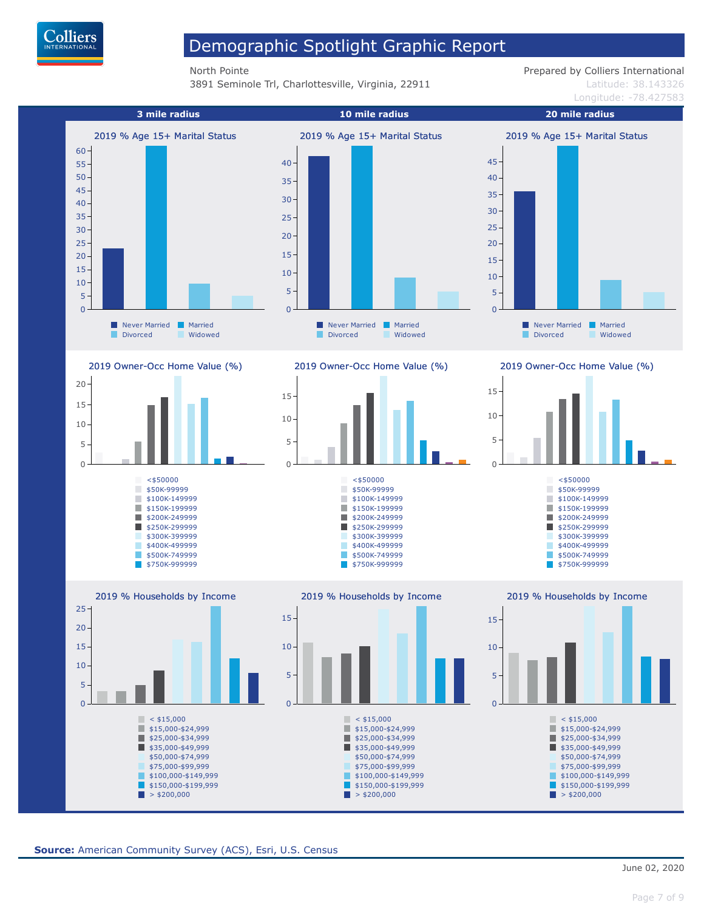# Demographic Spotlight Graphic Report

North Pointe
3891 Seminole Trl, Charlottesville, Virginia, 22911

Prepared by Colliers International
Latitude: 38.143326
Longitude: -78.427583

| 3 mile radius | 10 mile radius | 20 mile radius |
|---|---|---|

## 2019 % Age 15+ Marital Status

Legend: Never Married, Married, Divorced, Widowed

## 2019 Owner-Occ Home Value (%)

Legend: <$50000, $50K-99999, $100K-149999, $150K-199999, $200K-249999, $250K-299999, $300K-399999, $400K-499999, $500K-749999, $750K-999999

## 2019 % Households by Income

Legend: < $15,000, $15,000-$24,999, $25,000-$34,999, $35,000-$49,999, $50,000-$74,999, $75,000-$99,999, $100,000-$149,999, $150,000-$199,999, > $200,000

**Source:** American Community Survey (ACS), Esri, U.S. Census

June 02, 2020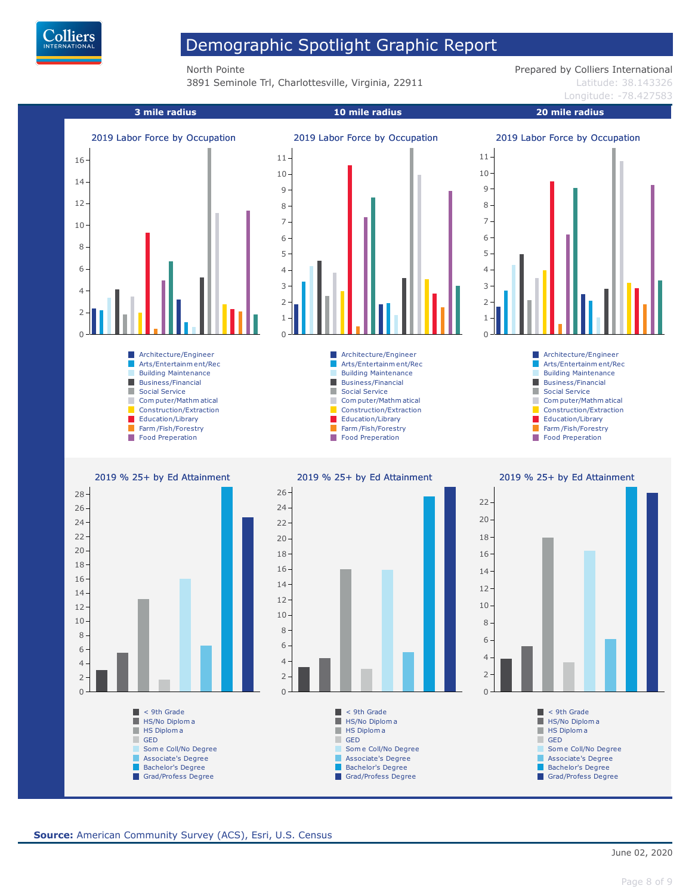# Demographic Spotlight Graphic Report

North Pointe
3891 Seminole Trl, Charlottesville, Virginia, 22911

Prepared by Colliers International
Latitude: 38.143326
Longitude: -78.427583

| 3 mile radius | 10 mile radius | 20 mile radius |
|---|---|---|

## 2019 Labor Force by Occupation

(3 mile radius, 10 mile radius, 20 mile radius)

- Architecture/Engineer
- Arts/Entertainment/Rec
- Building Maintenance
- Business/Financial
- Social Service
- Computer/Mathmatical
- Construction/Extraction
- Education/Library
- Farm/Fish/Forestry
- Food Preperation

## 2019 % 25+ by Ed Attainment

(3 mile radius, 10 mile radius, 20 mile radius)

- < 9th Grade
- HS/No Diploma
- HS Diploma
- GED
- Some Coll/No Degree
- Associate's Degree
- Bachelor's Degree
- Grad/Profess Degree

**Source:** American Community Survey (ACS), Esri, U.S. Census

June 02, 2020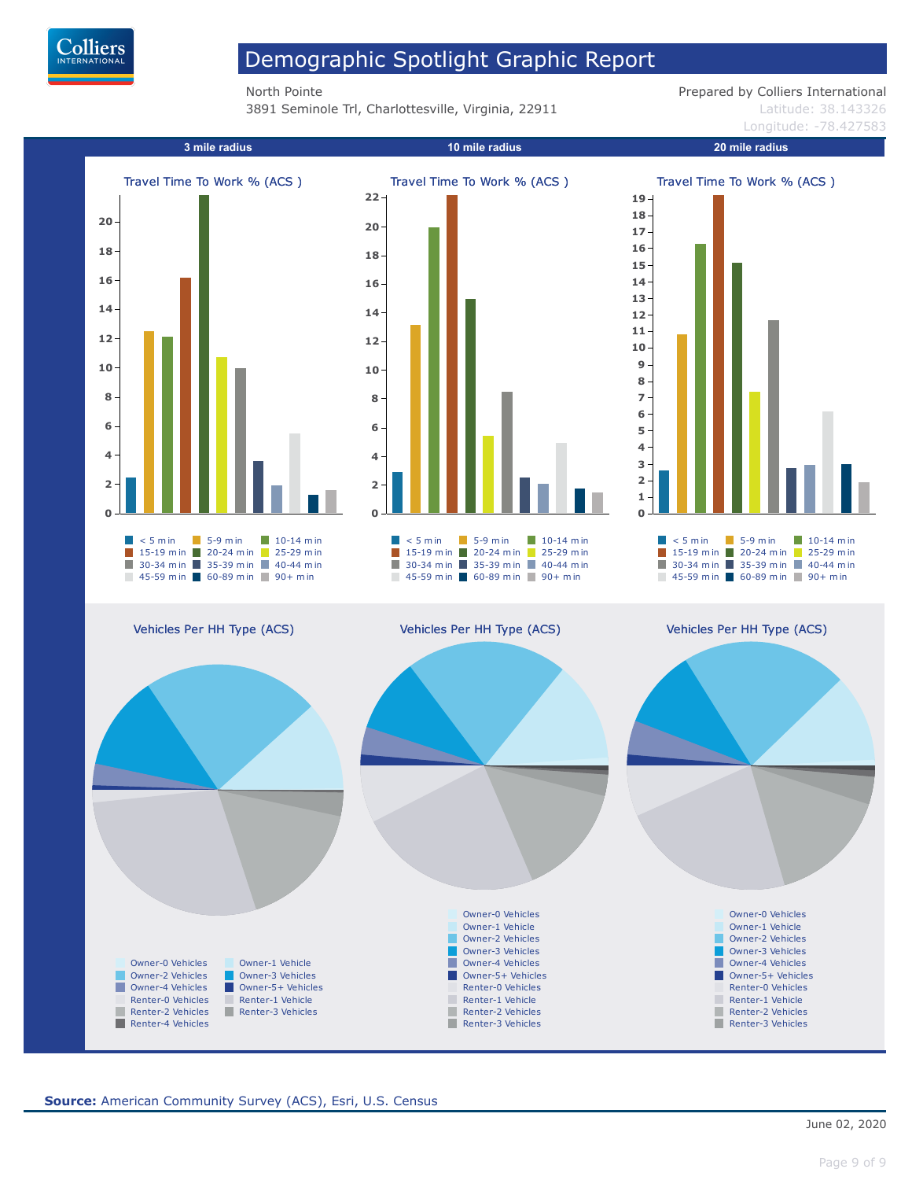# Demographic Spotlight Graphic Report

North Pointe
3891 Seminole Trl, Charlottesville, Virginia, 22911

Prepared by Colliers International
Latitude: 38.143326
Longitude: -78.427583

| 3 mile radius | 10 mile radius | 20 mile radius |
|---|---|---|

## Travel Time To Work % (ACS )

**3 mile radius**

0, 2, 4, 6, 8, 10, 12, 14, 16, 18, 20

< 5 min, 5-9 min, 10-14 min, 15-19 min, 20-24 min, 25-29 min, 30-34 min, 35-39 min, 40-44 min, 45-59 min, 60-89 min, 90+ min

**10 mile radius**

0, 2, 4, 6, 8, 10, 12, 14, 16, 18, 20, 22

< 5 min, 5-9 min, 10-14 min, 15-19 min, 20-24 min, 25-29 min, 30-34 min, 35-39 min, 40-44 min, 45-59 min, 60-89 min, 90+ min

**20 mile radius**

0, 1, 2, 3, 4, 5, 6, 7, 8, 9, 10, 11, 12, 13, 14, 15, 16, 17, 18, 19

< 5 min, 5-9 min, 10-14 min, 15-19 min, 20-24 min, 25-29 min, 30-34 min, 35-39 min, 40-44 min, 45-59 min, 60-89 min, 90+ min

## Vehicles Per HH Type (ACS)

**3 mile radius**

Owner-0 Vehicles, Owner-1 Vehicle, Owner-2 Vehicles, Owner-3 Vehicles, Owner-4 Vehicles, Owner-5+ Vehicles, Renter-0 Vehicles, Renter-1 Vehicle, Renter-2 Vehicles, Renter-3 Vehicles, Renter-4 Vehicles

**10 mile radius**

Owner-0 Vehicles, Owner-1 Vehicle, Owner-2 Vehicles, Owner-3 Vehicles, Owner-4 Vehicles, Owner-5+ Vehicles, Renter-0 Vehicles, Renter-1 Vehicle, Renter-2 Vehicles, Renter-3 Vehicles

**20 mile radius**

Owner-0 Vehicles, Owner-1 Vehicle, Owner-2 Vehicles, Owner-3 Vehicles, Owner-4 Vehicles, Owner-5+ Vehicles, Renter-0 Vehicles, Renter-1 Vehicle, Renter-2 Vehicles, Renter-3 Vehicles

**Source:** American Community Survey (ACS), Esri, U.S. Census

June 02, 2020